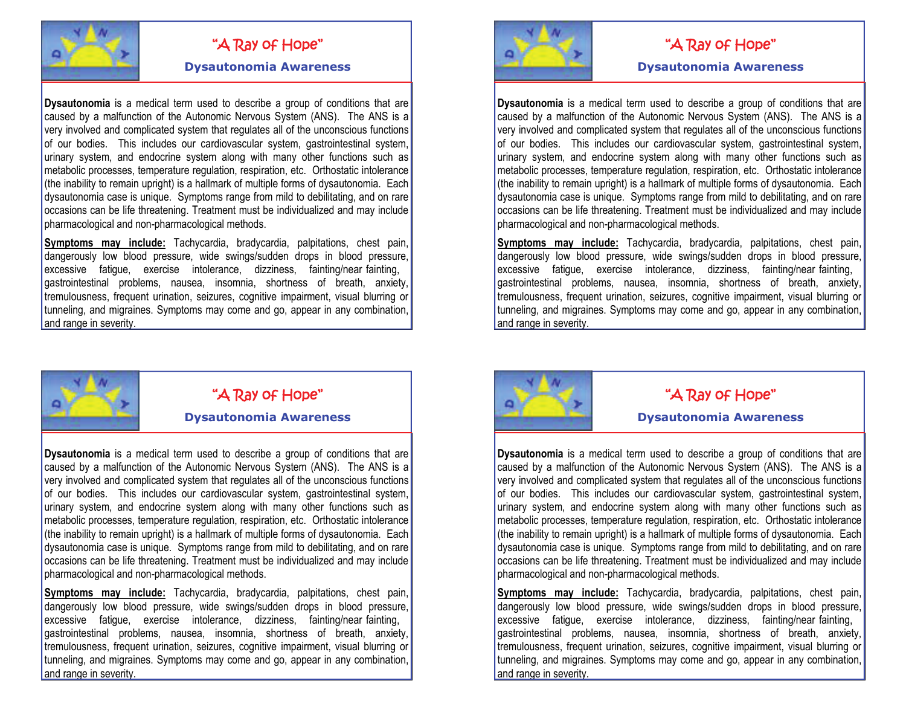# "A Ray of Hope"

## Dysautonomia Awareness

**Dysautonomia** is a medical term used to describe a group of conditions that are caused by a malfunction of the Autonomic Nervous System (ANS). The ANS is a very involved and complicated system that regulates all of the unconscious functions of our bodies. This includes our cardiovascular system, gastrointestinal system, urinary system, and endocrine system along with many other functions such as metabolic processes, temperature regulation, respiration, etc. Orthostatic intolerance (the inability to remain upright) is a hallmark of multiple forms of dysautonomia. Each dysautonomia case is unique. Symptoms range from mild to debilitating, and on rare occasions can be life threatening. Treatment must be individualized and may include pharmacological and non-pharmacological methods.

**Symptoms may include:** Tachycardia, bradycardia, palpitations, chest pain, dangerously low blood pressure, wide swings/sudden drops in blood pressure, excessive fatigue, exercise intolerance, dizziness, fainting/near fainting, gastrointestinal problems, nausea, insomnia, shortness of breath, anxiety, tremulousness, frequent urination, seizures, cognitive impairment, visual blurring or tunneling, and migraines. Symptoms may come and go, appear in any combination, and range in severity.

# "A Ray of Hope"

## Dysautonomia Awareness

**Dysautonomia** is a medical term used to describe a group of conditions that are caused by a malfunction of the Autonomic Nervous System (ANS). The ANS is a very involved and complicated system that regulates all of the unconscious functions of our bodies. This includes our cardiovascular system, gastrointestinal system, urinary system, and endocrine system along with many other functions such as metabolic processes, temperature regulation, respiration, etc. Orthostatic intolerance (the inability to remain upright) is a hallmark of multiple forms of dysautonomia. Each dysautonomia case is unique. Symptoms range from mild to debilitating, and on rare occasions can be life threatening. Treatment must be individualized and may include pharmacological and non-pharmacological methods.

**Symptoms may include:** Tachycardia, bradycardia, palpitations, chest pain, dangerously low blood pressure, wide swings/sudden drops in blood pressure, excessive fatigue, exercise intolerance, dizziness, fainting/near fainting, gastrointestinal problems, nausea, insomnia, shortness of breath, anxiety, tremulousness, frequent urination, seizures, cognitive impairment, visual blurring or tunneling, and migraines. Symptoms may come and go, appear in any combination, and range in severity.

# "A Ray of Hope"

## Dysautonomia Awareness

**Dysautonomia** is a medical term used to describe a group of conditions that are caused by a malfunction of the Autonomic Nervous System (ANS). The ANS is a very involved and complicated system that regulates all of the unconscious functions of our bodies. This includes our cardiovascular system, gastrointestinal system, urinary system, and endocrine system along with many other functions such as metabolic processes, temperature regulation, respiration, etc. Orthostatic intolerance (the inability to remain upright) is a hallmark of multiple forms of dysautonomia. Each dysautonomia case is unique. Symptoms range from mild to debilitating, and on rare occasions can be life threatening. Treatment must be individualized and may include pharmacological and non-pharmacological methods.

**Symptoms may include:** Tachycardia, bradycardia, palpitations, chest pain, dangerously low blood pressure, wide swings/sudden drops in blood pressure, excessive fatigue, exercise intolerance, dizziness, fainting/near fainting, gastrointestinal problems, nausea, insomnia, shortness of breath, anxiety, tremulousness, frequent urination, seizures, cognitive impairment, visual blurring or tunneling, and migraines. Symptoms may come and go, appear in any combination, and range in severity.

# "A Ray of Hope"

## Dysautonomia Awareness

**Dysautonomia** is a medical term used to describe a group of conditions that are caused by a malfunction of the Autonomic Nervous System (ANS). The ANS is a very involved and complicated system that regulates all of the unconscious functions of our bodies. This includes our cardiovascular system, gastrointestinal system, urinary system, and endocrine system along with many other functions such as metabolic processes, temperature regulation, respiration, etc. Orthostatic intolerance (the inability to remain upright) is a hallmark of multiple forms of dysautonomia. Each dysautonomia case is unique. Symptoms range from mild to debilitating, and on rare occasions can be life threatening. Treatment must be individualized and may include pharmacological and non-pharmacological methods.

**Symptoms may include:** Tachycardia, bradycardia, palpitations, chest pain, dangerously low blood pressure, wide swings/sudden drops in blood pressure, excessive fatigue, exercise intolerance, dizziness, fainting/near fainting, gastrointestinal problems, nausea, insomnia, shortness of breath, anxiety, tremulousness, frequent urination, seizures, cognitive impairment, visual blurring or tunneling, and migraines. Symptoms may come and go, appear in any combination, and range in severity.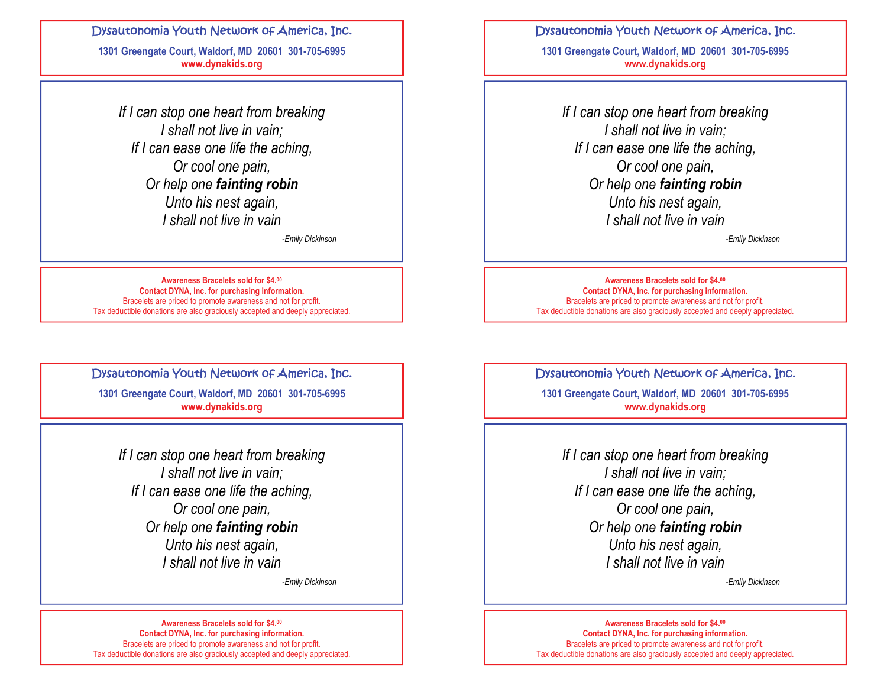Dysautonomia Youth Network of America, Inc.

**1301 Greengate Court, Waldorf, MD 20601 301-705-6995**
**www.dynakids.org**

*If I can stop one heart from breaking*
*I shall not live in vain;*
*If I can ease one life the aching,*
*Or cool one pain,*
*Or help one **fainting robin***
*Unto his nest again,*
*I shall not live in vain*

*-Emily Dickinson*

**Awareness Bracelets sold for $4.00**
**Contact DYNA, Inc. for purchasing information.**
Bracelets are priced to promote awareness and not for profit.
Tax deductible donations are also graciously accepted and deeply appreciated.

---

Dysautonomia Youth Network of America, Inc.

**1301 Greengate Court, Waldorf, MD 20601 301-705-6995**
**www.dynakids.org**

*If I can stop one heart from breaking*
*I shall not live in vain;*
*If I can ease one life the aching,*
*Or cool one pain,*
*Or help one **fainting robin***
*Unto his nest again,*
*I shall not live in vain*

*-Emily Dickinson*

**Awareness Bracelets sold for $4.00**
**Contact DYNA, Inc. for purchasing information.**
Bracelets are priced to promote awareness and not for profit.
Tax deductible donations are also graciously accepted and deeply appreciated.

---

Dysautonomia Youth Network of America, Inc.

**1301 Greengate Court, Waldorf, MD 20601 301-705-6995**
**www.dynakids.org**

*If I can stop one heart from breaking*
*I shall not live in vain;*
*If I can ease one life the aching,*
*Or cool one pain,*
*Or help one **fainting robin***
*Unto his nest again,*
*I shall not live in vain*

*-Emily Dickinson*

**Awareness Bracelets sold for $4.00**
**Contact DYNA, Inc. for purchasing information.**
Bracelets are priced to promote awareness and not for profit.
Tax deductible donations are also graciously accepted and deeply appreciated.

---

Dysautonomia Youth Network of America, Inc.

**1301 Greengate Court, Waldorf, MD 20601 301-705-6995**
**www.dynakids.org**

*If I can stop one heart from breaking*
*I shall not live in vain;*
*If I can ease one life the aching,*
*Or cool one pain,*
*Or help one **fainting robin***
*Unto his nest again,*
*I shall not live in vain*

*-Emily Dickinson*

**Awareness Bracelets sold for $4.00**
**Contact DYNA, Inc. for purchasing information.**
Bracelets are priced to promote awareness and not for profit.
Tax deductible donations are also graciously accepted and deeply appreciated.